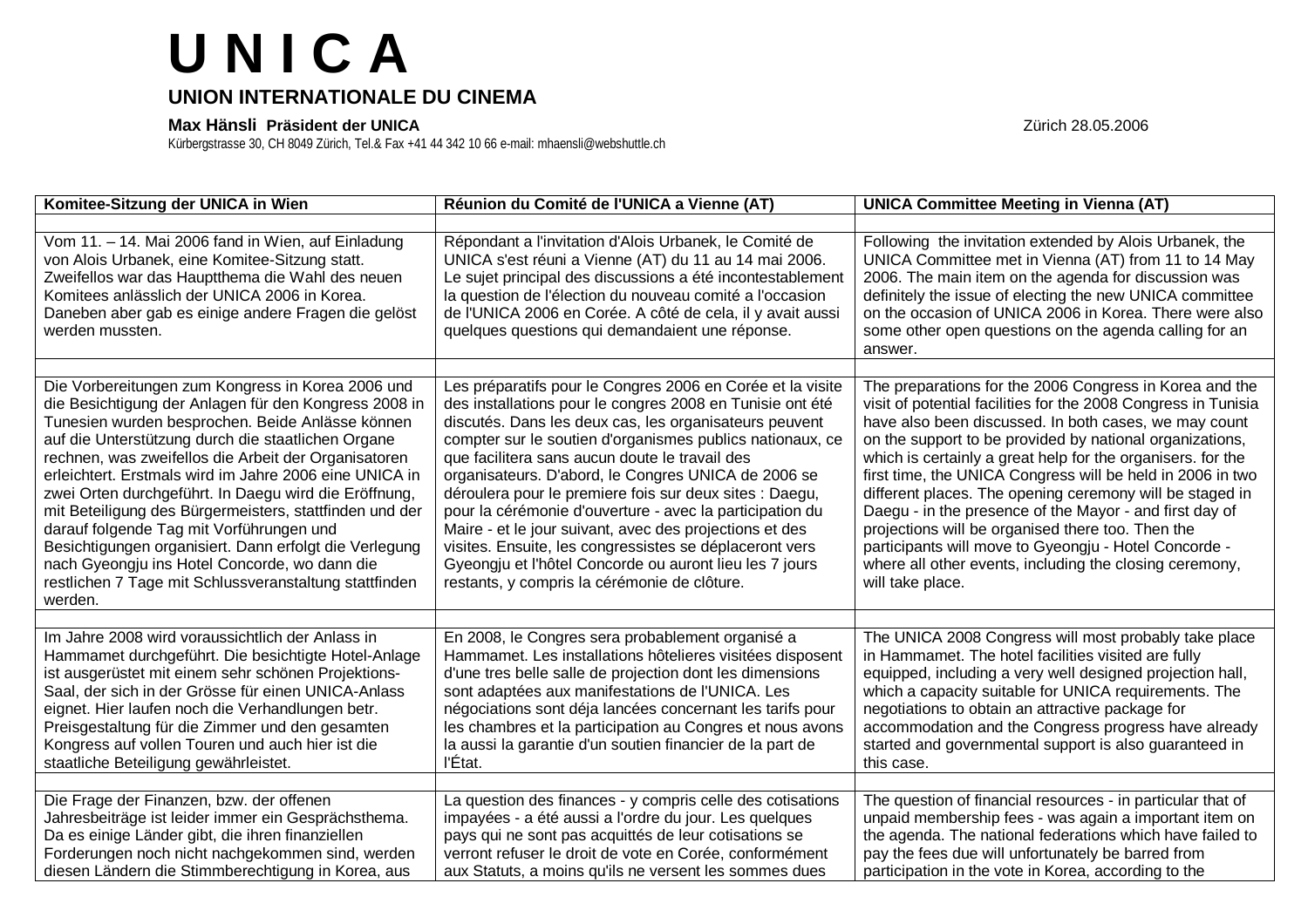# U N I C A

## UNION INTERNATIONALE DU CINEMA

**Max Hänsli Präsident der UNICA** Zürich 28.05.2006

Kürbergstrasse 30, CH 8049 Zürich, Tel.& Fax +41 44 342 10 66 e-mail: mhaensli@webshuttle.ch

| Komitee-Sitzung der UNICA in Wien | Réunion du Comité de l'UNICA a Vienne (AT) | UNICA Committee Meeting in Vienna (AT) |
|---|---|---|
| | | |
| Vom 11. – 14. Mai 2006 fand in Wien, auf Einladung von Alois Urbanek, eine Komitee-Sitzung statt. Zweifellos war das Hauptthema die Wahl des neuen Komitees anlässlich der UNICA 2006 in Korea. Daneben aber gab es einige andere Fragen die gelöst werden mussten. | Répondant a l'invitation d'Alois Urbanek, le Comité de UNICA s'est réuni a Vienne (AT) du 11 au 14 mai 2006. Le sujet principal des discussions a été incontestablement la question de l'élection du nouveau comité a l'occasion de l'UNICA 2006 en Corée. A côté de cela, il y avait aussi quelques questions qui demandaient une réponse. | Following the invitation extended by Alois Urbanek, the UNICA Committee met in Vienna (AT) from 11 to 14 May 2006. The main item on the agenda for discussion was definitely the issue of electing the new UNICA committee on the occasion of UNICA 2006 in Korea. There were also some other open questions on the agenda calling for an answer. |
| | | |
| Die Vorbereitungen zum Kongress in Korea 2006 und die Besichtigung der Anlagen für den Kongress 2008 in Tunesien wurden besprochen. Beide Anlässe können auf die Unterstützung durch die staatlichen Organe rechnen, was zweifellos die Arbeit der Organisatoren erleichtert. Erstmals wird im Jahre 2006 eine UNICA in zwei Orten durchgeführt. In Daegu wird die Eröffnung, mit Beteiligung des Bürgermeisters, stattfinden und der darauf folgende Tag mit Vorführungen und Besichtigungen organisiert. Dann erfolgt die Verlegung nach Gyeongju ins Hotel Concorde, wo dann die restlichen 7 Tage mit Schlussveranstaltung stattfinden werden. | Les préparatifs pour le Congres 2006 en Corée et la visite des installations pour le congres 2008 en Tunisie ont été discutés. Dans les deux cas, les organisateurs peuvent compter sur le soutien d'organismes publics nationaux, ce que facilitera sans aucun doute le travail des organisateurs. D'abord, le Congres UNICA de 2006 se déroulera pour la premiere fois sur deux sites : Daegu, pour la cérémonie d'ouverture - avec la participation du Maire - et le jour suivant, avec des projections et des visites. Ensuite, les congressistes se déplaceront vers Gyeongju et l'hôtel Concorde ou auront lieu les 7 jours restants, y compris la cérémonie de clôture. | The preparations for the 2006 Congress in Korea and the visit of potential facilities for the 2008 Congress in Tunisia have also been discussed. In both cases, we may count on the support to be provided by national organizations, which is certainly a great help for the organisers. for the first time, the UNICA Congress will be held in 2006 in two different places. The opening ceremony will be staged in Daegu - in the presence of the Mayor - and first day of projections will be organised there too. Then the participants will move to Gyeongju - Hotel Concorde - where all other events, including the closing ceremony, will take place. |
| | | |
| Im Jahre 2008 wird voraussichtlich der Anlass in Hammamet durchgeführt. Die besichtigte Hotel-Anlage ist ausgerüstet mit einem sehr schönen Projektions-Saal, der sich in der Grösse für einen UNICA-Anlass eignet. Hier laufen noch die Verhandlungen betr. Preisgestaltung für die Zimmer und den gesamten Kongress auf vollen Touren und auch hier ist die staatliche Beteiligung gewährleistet. | En 2008, le Congres sera probablement organisé a Hammamet. Les installations hôtelieres visitées disposent d'une tres belle salle de projection dont les dimensions sont adaptées aux manifestations de l'UNICA. Les négociations sont déja lancées concernant les tarifs pour les chambres et la participation au Congres et nous avons la aussi la garantie d'un soutien financier de la part de l'État. | The UNICA 2008 Congress will most probably take place in Hammamet. The hotel facilities visited are fully equipped, including a very well designed projection hall, which a capacity suitable for UNICA requirements. The negotiations to obtain an attractive package for accommodation and the Congress progress have already started and governmental support is also guaranteed in this case. |
| | | |
| Die Frage der Finanzen, bzw. der offenen Jahresbeiträge ist leider immer ein Gesprächsthema. Da es einige Länder gibt, die ihren finanziellen Forderungen noch nicht nachgekommen sind, werden diesen Ländern die Stimmberechtigung in Korea, aus | La question des finances - y compris celle des cotisations impayées - a été aussi a l'ordre du jour. Les quelques pays qui ne sont pas acquittés de leur cotisations se verront refuser le droit de vote en Corée, conformément aux Statuts, a moins qu'ils ne versent les sommes dues | The question of financial resources - in particular that of unpaid membership fees - was again a important item on the agenda. The national federations which have failed to pay the fees due will unfortunately be barred from participation in the vote in Korea, according to the |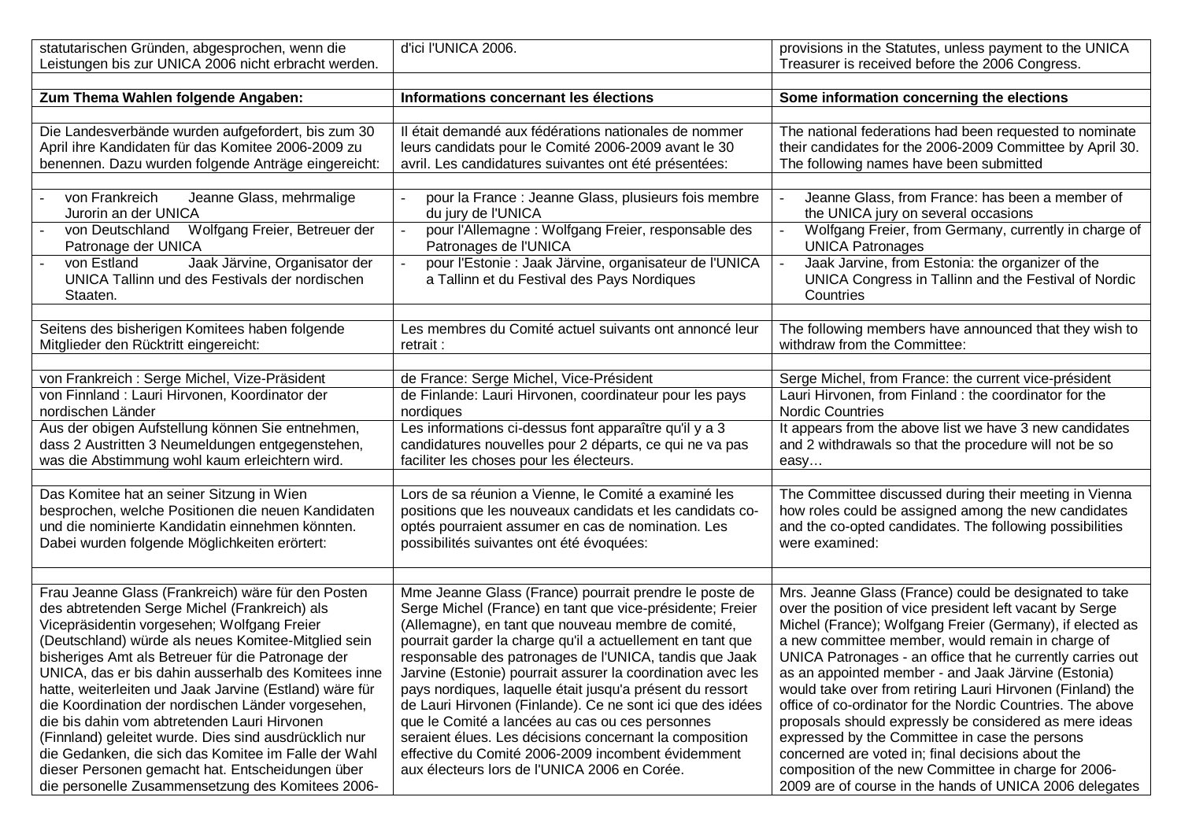| | | |
|---|---|---|
| statutarischen Gründen, abgesprochen, wenn die Leistungen bis zur UNICA 2006 nicht erbracht werden. | d'ici l'UNICA 2006. | provisions in the Statutes, unless payment to the UNICA Treasurer is received before the 2006 Congress. |
| | | |
| **Zum Thema Wahlen folgende Angaben:** | **Informations concernant les élections** | **Some information concerning the elections** |
| | | |
| Die Landesverbände wurden aufgefordert, bis zum 30 April ihre Kandidaten für das Komitee 2006-2009 zu benennen. Dazu wurden folgende Anträge eingereicht: | Il était demandé aux fédérations nationales de nommer leurs candidats pour le Comité 2006-2009 avant le 30 avril. Les candidatures suivantes ont été présentées: | The national federations had been requested to nominate their candidates for the 2006-2009 Committee by April 30. The following names have been submitted |
| | | |
| - von Frankreich Jeanne Glass, mehrmalige Jurorin an der UNICA | - pour la France : Jeanne Glass, plusieurs fois membre du jury de l'UNICA | - Jeanne Glass, from France: has been a member of the UNICA jury on several occasions |
| - von Deutschland Wolfgang Freier, Betreuer der Patronage der UNICA | - pour l'Allemagne : Wolfgang Freier, responsable des Patronages de l'UNICA | - Wolfgang Freier, from Germany, currently in charge of UNICA Patronages |
| - von Estland Jaak Järvine, Organisator der UNICA Tallinn und des Festivals der nordischen Staaten. | - pour l'Estonie : Jaak Järvine, organisateur de l'UNICA a Tallinn et du Festival des Pays Nordiques | - Jaak Jarvine, from Estonia: the organizer of the UNICA Congress in Tallinn and the Festival of Nordic Countries |
| | | |
| Seitens des bisherigen Komitees haben folgende Mitglieder den Rücktritt eingereicht: | Les membres du Comité actuel suivants ont annoncé leur retrait : | The following members have announced that they wish to withdraw from the Committee: |
| | | |
| von Frankreich : Serge Michel, Vize-Präsident | de France: Serge Michel, Vice-Président | Serge Michel, from France: the current vice-président |
| von Finnland : Lauri Hirvonen, Koordinator der nordischen Länder | de Finlande: Lauri Hirvonen, coordinateur pour les pays nordiques | Lauri Hirvonen, from Finland : the coordinator for the Nordic Countries |
| Aus der obigen Aufstellung können Sie entnehmen, dass 2 Austritten 3 Neumeldungen entgegenstehen, was die Abstimmung wohl kaum erleichtern wird. | Les informations ci-dessus font apparaître qu'il y a 3 candidatures nouvelles pour 2 départs, ce qui ne va pas faciliter les choses pour les électeurs. | It appears from the above list we have 3 new candidates and 2 withdrawals so that the procedure will not be so easy… |
| | | |
| Das Komitee hat an seiner Sitzung in Wien besprochen, welche Positionen die neuen Kandidaten und die nominierte Kandidatin einnehmen könnten. Dabei wurden folgende Möglichkeiten erörtert: | Lors de sa réunion a Vienne, le Comité a examiné les positions que les nouveaux candidats et les candidats co-optés pourraient assumer en cas de nomination. Les possibilités suivantes ont été évoquées: | The Committee discussed during their meeting in Vienna how roles could be assigned among the new candidates and the co-opted candidates. The following possibilities were examined: |
| | | |
| Frau Jeanne Glass (Frankreich) wäre für den Posten des abtretenden Serge Michel (Frankreich) als Vicepräsidentin vorgesehen; Wolfgang Freier (Deutschland) würde als neues Komitee-Mitglied sein bisheriges Amt als Betreuer für die Patronage der UNICA, das er bis dahin ausserhalb des Komitees inne hatte, weiterleiten und Jaak Jarvine (Estland) wäre für die Koordination der nordischen Länder vorgesehen, die bis dahin vom abtretenden Lauri Hirvonen (Finnland) geleitet wurde. Dies sind ausdrücklich nur die Gedanken, die sich das Komitee im Falle der Wahl dieser Personen gemacht hat. Entscheidungen über die personelle Zusammensetzung des Komitees 2006- | Mme Jeanne Glass (France) pourrait prendre le poste de Serge Michel (France) en tant que vice-présidente; Freier (Allemagne), en tant que nouveau membre de comité, pourrait garder la charge qu'il a actuellement en tant que responsable des patronages de l'UNICA, tandis que Jaak Jarvine (Estonie) pourrait assurer la coordination avec les pays nordiques, laquelle était jusqu'a présent du ressort de Lauri Hirvonen (Finlande). Ce ne sont ici que des idées que le Comité a lancées au cas ou ces personnes seraient élues. Les décisions concernant la composition effective du Comité 2006-2009 incombent évidemment aux électeurs lors de l'UNICA 2006 en Corée. | Mrs. Jeanne Glass (France) could be designated to take over the position of vice president left vacant by Serge Michel (France); Wolfgang Freier (Germany), if elected as a new committee member, would remain in charge of UNICA Patronages - an office that he currently carries out as an appointed member - and Jaak Järvine (Estonia) would take over from retiring Lauri Hirvonen (Finland) the office of co-ordinator for the Nordic Countries. The above proposals should expressly be considered as mere ideas expressed by the Committee in case the persons concerned are voted in; final decisions about the composition of the new Committee in charge for 2006-2009 are of course in the hands of UNICA 2006 delegates |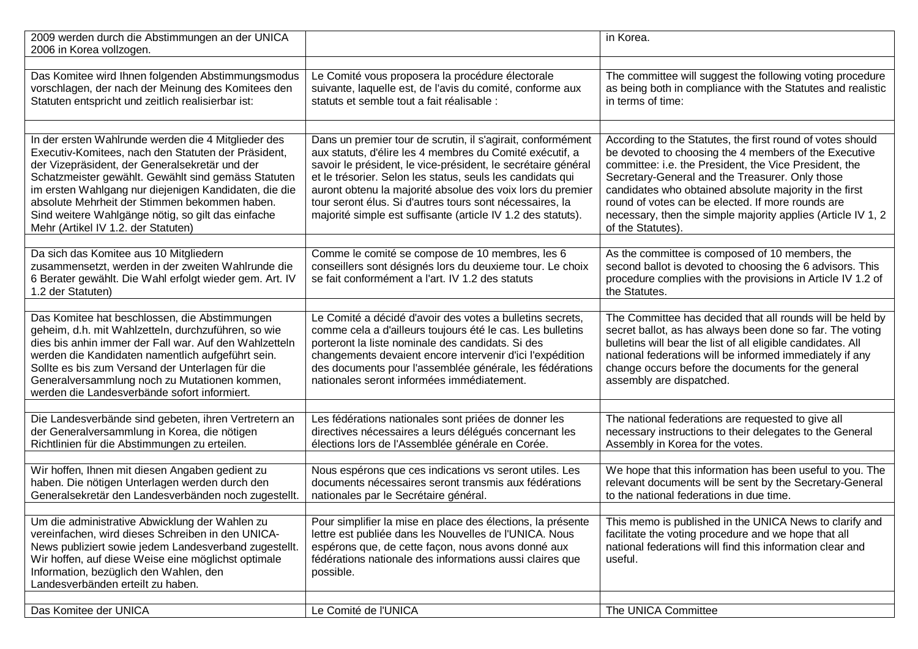| | | |
|---|---|---|
| 2009 werden durch die Abstimmungen an der UNICA 2006 in Korea vollzogen. | | in Korea. |
| | | |
| Das Komitee wird Ihnen folgenden Abstimmungsmodus vorschlagen, der nach der Meinung des Komitees den Statuten entspricht und zeitlich realisierbar ist: | Le Comité vous proposera la procédure électorale suivante, laquelle est, de l'avis du comité, conforme aux statuts et semble tout a fait réalisable : | The committee will suggest the following voting procedure as being both in compliance with the Statutes and realistic in terms of time: |
| | | |
| In der ersten Wahlrunde werden die 4 Mitglieder des Executiv-Komitees, nach den Statuten der Präsident, der Vizepräsident, der Generalsekretär und der Schatzmeister gewählt. Gewählt sind gemäss Statuten im ersten Wahlgang nur diejenigen Kandidaten, die die absolute Mehrheit der Stimmen bekommen haben. Sind weitere Wahlgänge nötig, so gilt das einfache Mehr (Artikel IV 1.2. der Statuten) | Dans un premier tour de scrutin, il s'agirait, conformément aux statuts, d'élire les 4 membres du Comité exécutif, a savoir le président, le vice-président, le secrétaire général et le trésorier. Selon les status, seuls les candidats qui auront obtenu la majorité absolue des voix lors du premier tour seront élus. Si d'autres tours sont nécessaires, la majorité simple est suffisante (article IV 1.2 des statuts). | According to the Statutes, the first round of votes should be devoted to choosing the 4 members of the Executive committee: i.e. the President, the Vice President, the Secretary-General and the Treasurer. Only those candidates who obtained absolute majority in the first round of votes can be elected. If more rounds are necessary, then the simple majority applies (Article IV 1, 2 of the Statutes). |
| | | |
| Da sich das Komitee aus 10 Mitgliedern zusammensetzt, werden in der zweiten Wahlrunde die 6 Berater gewählt. Die Wahl erfolgt wieder gem. Art. IV 1.2 der Statuten) | Comme le comité se compose de 10 membres, les 6 conseillers sont désignés lors du deuxieme tour. Le choix se fait conformément a l'art. IV 1.2 des statuts | As the committee is composed of 10 members, the second ballot is devoted to choosing the 6 advisors. This procedure complies with the provisions in Article IV 1.2 of the Statutes. |
| | | |
| Das Komitee hat beschlossen, die Abstimmungen geheim, d.h. mit Wahlzetteln, durchzuführen, so wie dies bis anhin immer der Fall war. Auf den Wahlzetteln werden die Kandidaten namentlich aufgeführt sein. Sollte es bis zum Versand der Unterlagen für die Generalversammlung noch zu Mutationen kommen, werden die Landesverbände sofort informiert. | Le Comité a décidé d'avoir des votes a bulletins secrets, comme cela a d'ailleurs toujours été le cas. Les bulletins porteront la liste nominale des candidats. Si des changements devaient encore intervenir d'ici l'expédition des documents pour l'assemblée générale, les fédérations nationales seront informées immédiatement. | The Committee has decided that all rounds will be held by secret ballot, as has always been done so far. The voting bulletins will bear the list of all eligible candidates. All national federations will be informed immediately if any change occurs before the documents for the general assembly are dispatched. |
| | | |
| Die Landesverbände sind gebeten, ihren Vertretern an der Generalversammlung in Korea, die nötigen Richtlinien für die Abstimmungen zu erteilen. | Les fédérations nationales sont priées de donner les directives nécessaires a leurs délégués concernant les élections lors de l'Assemblée générale en Corée. | The national federations are requested to give all necessary instructions to their delegates to the General Assembly in Korea for the votes. |
| | | |
| Wir hoffen, Ihnen mit diesen Angaben gedient zu haben. Die nötigen Unterlagen werden durch den Generalsekretär den Landesverbänden noch zugestellt. | Nous espérons que ces indications vs seront utiles. Les documents nécessaires seront transmis aux fédérations nationales par le Secrétaire général. | We hope that this information has been useful to you. The relevant documents will be sent by the Secretary-General to the national federations in due time. |
| | | |
| Um die administrative Abwicklung der Wahlen zu vereinfachen, wird dieses Schreiben in den UNICA-News publiziert sowie jedem Landesverband zugestellt. Wir hoffen, auf diese Weise eine möglichst optimale Information, bezüglich den Wahlen, den Landesverbänden erteilt zu haben. | Pour simplifier la mise en place des élections, la présente lettre est publiée dans les Nouvelles de l'UNICA. Nous espérons que, de cette façon, nous avons donné aux fédérations nationale des informations aussi claires que possible. | This memo is published in the UNICA News to clarify and facilitate the voting procedure and we hope that all national federations will find this information clear and useful. |
| | | |
| Das Komitee der UNICA | Le Comité de l'UNICA | The UNICA Committee |